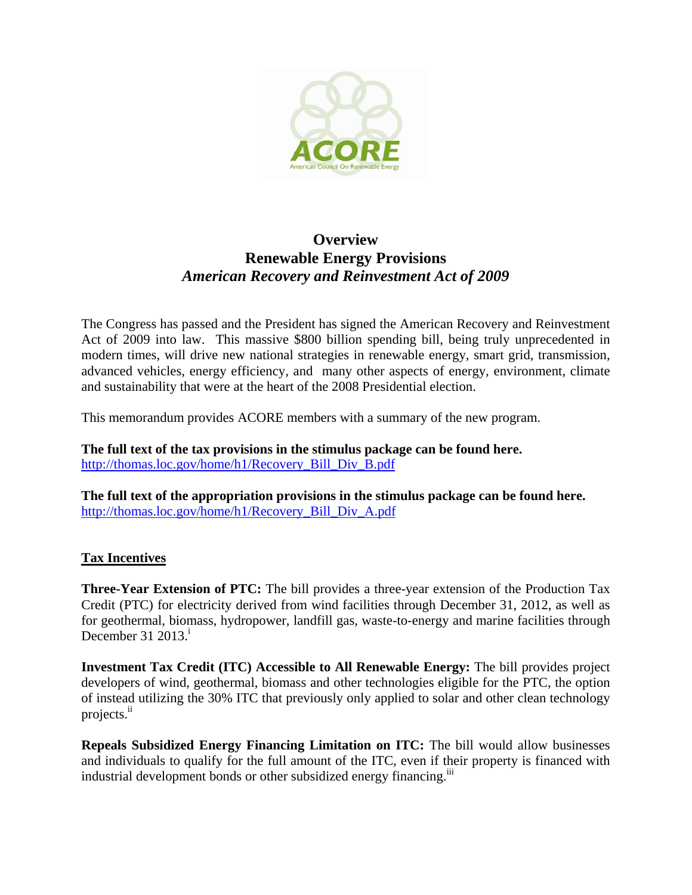# Overview
## Renewable Energy Provisions
### *American Recovery and Reinvestment Act of 2009*

The Congress has passed and the President has signed the American Recovery and Reinvestment Act of 2009 into law. This massive $800 billion spending bill, being truly unprecedented in modern times, will drive new national strategies in renewable energy, smart grid, transmission, advanced vehicles, energy efficiency, and many other aspects of energy, environment, climate and sustainability that were at the heart of the 2008 Presidential election.

This memorandum provides ACORE members with a summary of the new program.

**The full text of the tax provisions in the stimulus package can be found here.**
http://thomas.loc.gov/home/h1/Recovery_Bill_Div_B.pdf

**The full text of the appropriation provisions in the stimulus package can be found here.**
http://thomas.loc.gov/home/h1/Recovery_Bill_Div_A.pdf

## Tax Incentives

**Three-Year Extension of PTC:** The bill provides a three-year extension of the Production Tax Credit (PTC) for electricity derived from wind facilities through December 31, 2012, as well as for geothermal, biomass, hydropower, landfill gas, waste-to-energy and marine facilities through December 31 2013.[i]

**Investment Tax Credit (ITC) Accessible to All Renewable Energy:** The bill provides project developers of wind, geothermal, biomass and other technologies eligible for the PTC, the option of instead utilizing the 30% ITC that previously only applied to solar and other clean technology projects.[ii]

**Repeals Subsidized Energy Financing Limitation on ITC:** The bill would allow businesses and individuals to qualify for the full amount of the ITC, even if their property is financed with industrial development bonds or other subsidized energy financing.[iii]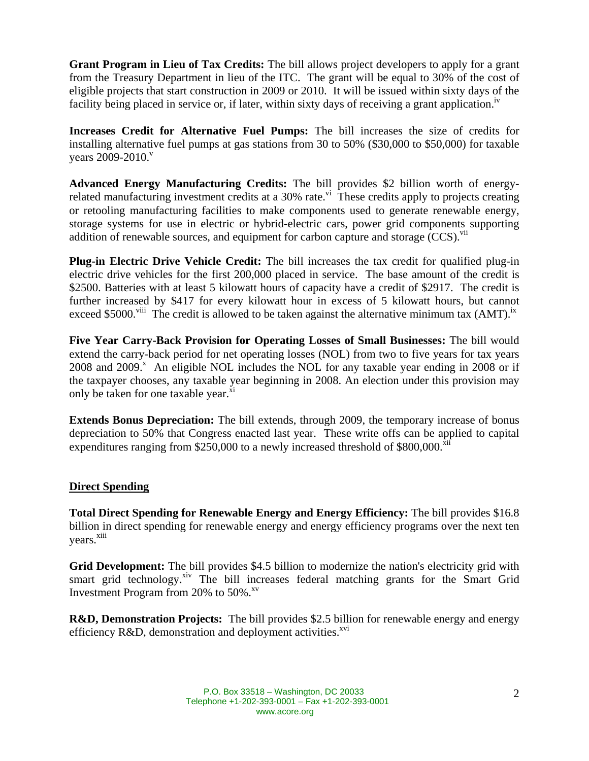**Grant Program in Lieu of Tax Credits:** The bill allows project developers to apply for a grant from the Treasury Department in lieu of the ITC. The grant will be equal to 30% of the cost of eligible projects that start construction in 2009 or 2010. It will be issued within sixty days of the facility being placed in service or, if later, within sixty days of receiving a grant application.[iv]

**Increases Credit for Alternative Fuel Pumps:** The bill increases the size of credits for installing alternative fuel pumps at gas stations from 30 to 50% ($30,000 to $50,000) for taxable years 2009-2010.[v]

**Advanced Energy Manufacturing Credits:** The bill provides $2 billion worth of energy-related manufacturing investment credits at a 30% rate.[vi] These credits apply to projects creating or retooling manufacturing facilities to make components used to generate renewable energy, storage systems for use in electric or hybrid-electric cars, power grid components supporting addition of renewable sources, and equipment for carbon capture and storage (CCS).[vii]

**Plug-in Electric Drive Vehicle Credit:** The bill increases the tax credit for qualified plug-in electric drive vehicles for the first 200,000 placed in service. The base amount of the credit is $2500. Batteries with at least 5 kilowatt hours of capacity have a credit of $2917. The credit is further increased by $417 for every kilowatt hour in excess of 5 kilowatt hours, but cannot exceed $5000.[viii] The credit is allowed to be taken against the alternative minimum tax (AMT).[ix]

**Five Year Carry-Back Provision for Operating Losses of Small Businesses:** The bill would extend the carry-back period for net operating losses (NOL) from two to five years for tax years 2008 and 2009.[x] An eligible NOL includes the NOL for any taxable year ending in 2008 or if the taxpayer chooses, any taxable year beginning in 2008. An election under this provision may only be taken for one taxable year.[xi]

**Extends Bonus Depreciation:** The bill extends, through 2009, the temporary increase of bonus depreciation to 50% that Congress enacted last year. These write offs can be applied to capital expenditures ranging from $250,000 to a newly increased threshold of $800,000.[xii]

## Direct Spending

**Total Direct Spending for Renewable Energy and Energy Efficiency:** The bill provides $16.8 billion in direct spending for renewable energy and energy efficiency programs over the next ten years.[xiii]

**Grid Development:** The bill provides $4.5 billion to modernize the nation's electricity grid with smart grid technology.[xiv] The bill increases federal matching grants for the Smart Grid Investment Program from 20% to 50%.[xv]

**R&D, Demonstration Projects:** The bill provides $2.5 billion for renewable energy and energy efficiency R&D, demonstration and deployment activities.[xvi]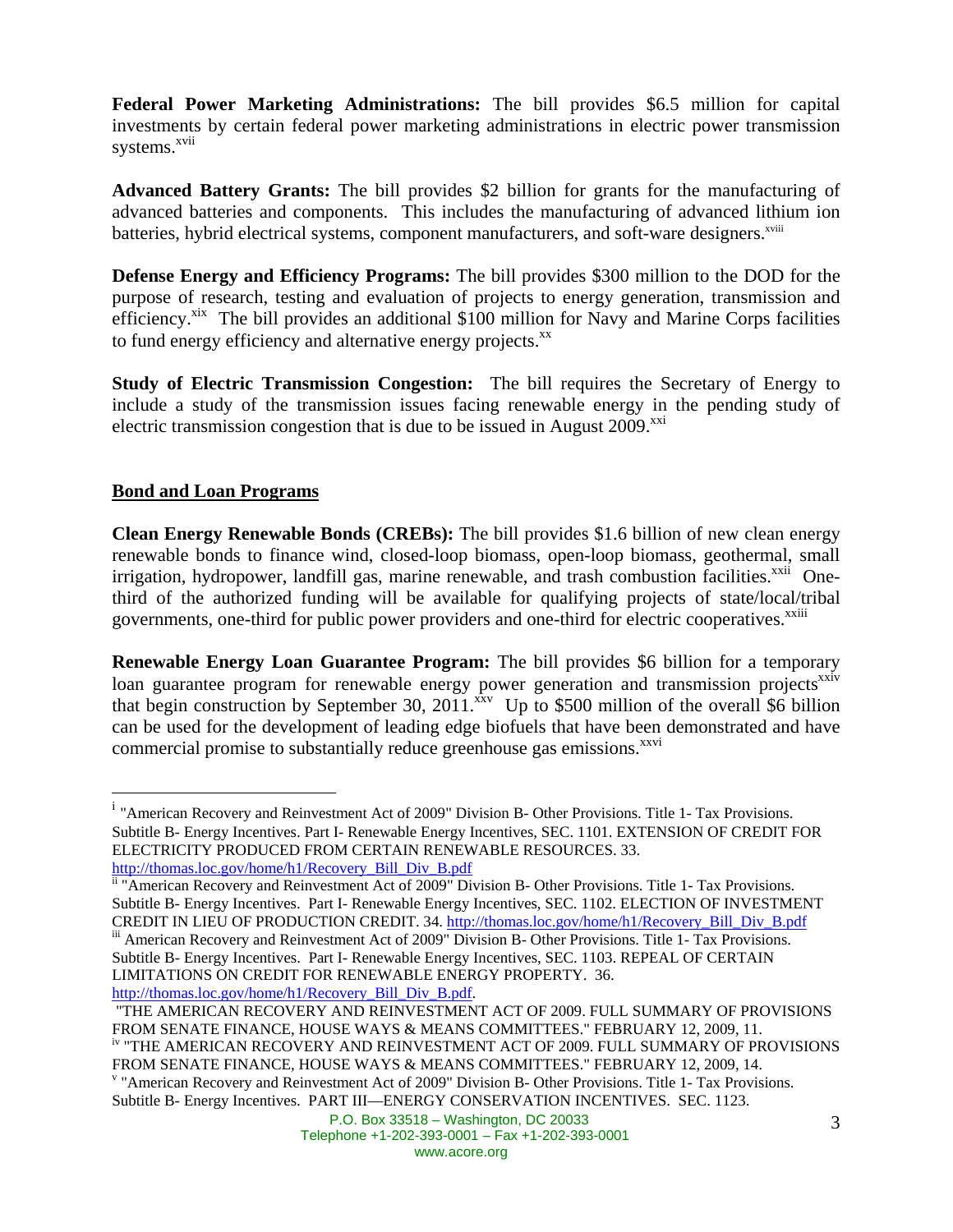**Federal Power Marketing Administrations:** The bill provides $6.5 million for capital investments by certain federal power marketing administrations in electric power transmission systems.[xvii]

**Advanced Battery Grants:** The bill provides $2 billion for grants for the manufacturing of advanced batteries and components. This includes the manufacturing of advanced lithium ion batteries, hybrid electrical systems, component manufacturers, and soft-ware designers.[xviii]

**Defense Energy and Efficiency Programs:** The bill provides $300 million to the DOD for the purpose of research, testing and evaluation of projects to energy generation, transmission and efficiency.[xix] The bill provides an additional $100 million for Navy and Marine Corps facilities to fund energy efficiency and alternative energy projects.[xx]

**Study of Electric Transmission Congestion:** The bill requires the Secretary of Energy to include a study of the transmission issues facing renewable energy in the pending study of electric transmission congestion that is due to be issued in August 2009.[xxi]

## Bond and Loan Programs

**Clean Energy Renewable Bonds (CREBs):** The bill provides $1.6 billion of new clean energy renewable bonds to finance wind, closed-loop biomass, open-loop biomass, geothermal, small irrigation, hydropower, landfill gas, marine renewable, and trash combustion facilities.[xxii] One-third of the authorized funding will be available for qualifying projects of state/local/tribal governments, one-third for public power providers and one-third for electric cooperatives.[xxiii]

**Renewable Energy Loan Guarantee Program:** The bill provides $6 billion for a temporary loan guarantee program for renewable energy power generation and transmission projects[xxiv] that begin construction by September 30, 2011.[xxv] Up to $500 million of the overall $6 billion can be used for the development of leading edge biofuels that have been demonstrated and have commercial promise to substantially reduce greenhouse gas emissions.[xxvi]

---

[i] "American Recovery and Reinvestment Act of 2009" Division B- Other Provisions. Title 1- Tax Provisions. Subtitle B- Energy Incentives. Part I- Renewable Energy Incentives, SEC. 1101. EXTENSION OF CREDIT FOR ELECTRICITY PRODUCED FROM CERTAIN RENEWABLE RESOURCES. 33. http://thomas.loc.gov/home/h1/Recovery_Bill_Div_B.pdf

[ii] "American Recovery and Reinvestment Act of 2009" Division B- Other Provisions. Title 1- Tax Provisions. Subtitle B- Energy Incentives. Part I- Renewable Energy Incentives, SEC. 1102. ELECTION OF INVESTMENT CREDIT IN LIEU OF PRODUCTION CREDIT. 34. http://thomas.loc.gov/home/h1/Recovery_Bill_Div_B.pdf

[iii] American Recovery and Reinvestment Act of 2009" Division B- Other Provisions. Title 1- Tax Provisions. Subtitle B- Energy Incentives. Part I- Renewable Energy Incentives, SEC. 1103. REPEAL OF CERTAIN LIMITATIONS ON CREDIT FOR RENEWABLE ENERGY PROPERTY. 36. http://thomas.loc.gov/home/h1/Recovery_Bill_Div_B.pdf.
"THE AMERICAN RECOVERY AND REINVESTMENT ACT OF 2009. FULL SUMMARY OF PROVISIONS FROM SENATE FINANCE, HOUSE WAYS & MEANS COMMITTEES." FEBRUARY 12, 2009, 11.

[iv] "THE AMERICAN RECOVERY AND REINVESTMENT ACT OF 2009. FULL SUMMARY OF PROVISIONS FROM SENATE FINANCE, HOUSE WAYS & MEANS COMMITTEES." FEBRUARY 12, 2009, 14.

[v] "American Recovery and Reinvestment Act of 2009" Division B- Other Provisions. Title 1- Tax Provisions. Subtitle B- Energy Incentives. PART III—ENERGY CONSERVATION INCENTIVES. SEC. 1123.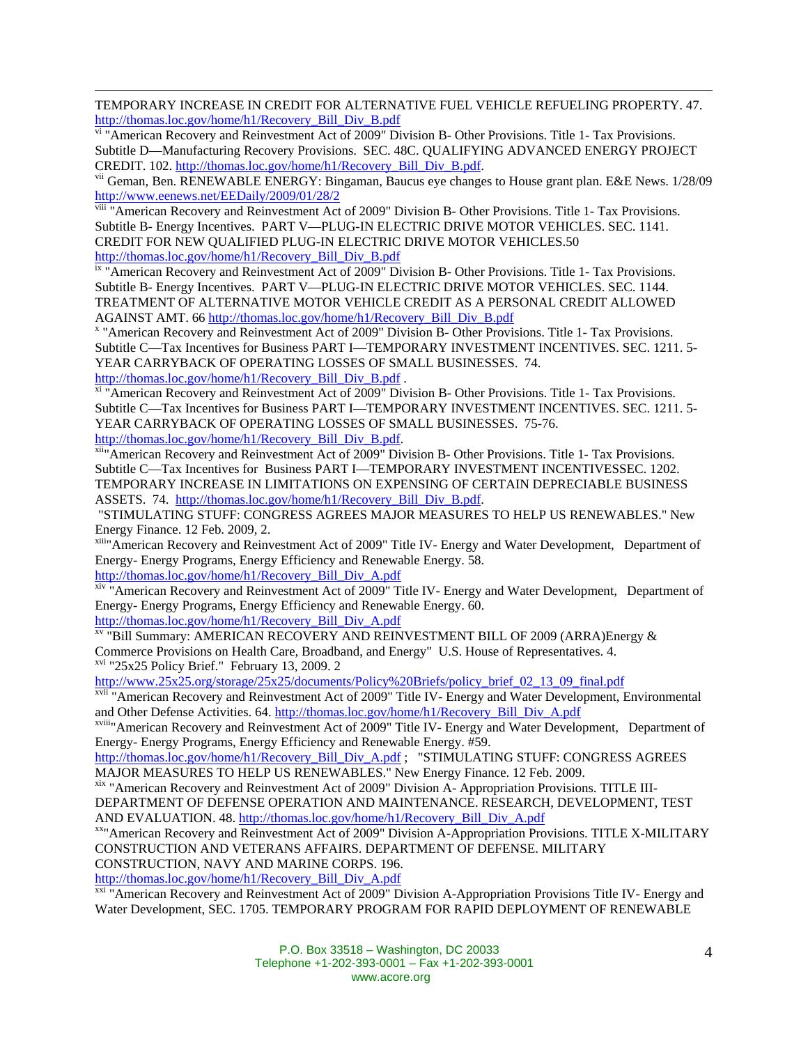TEMPORARY INCREASE IN CREDIT FOR ALTERNATIVE FUEL VEHICLE REFUELING PROPERTY. 47. http://thomas.loc.gov/home/h1/Recovery_Bill_Div_B.pdf

[vi] "American Recovery and Reinvestment Act of 2009" Division B- Other Provisions. Title 1- Tax Provisions. Subtitle D—Manufacturing Recovery Provisions. SEC. 48C. QUALIFYING ADVANCED ENERGY PROJECT CREDIT. 102. http://thomas.loc.gov/home/h1/Recovery_Bill_Div_B.pdf.

[vii] Geman, Ben. RENEWABLE ENERGY: Bingaman, Baucus eye changes to House grant plan. E&E News. 1/28/09 http://www.eenews.net/EEDaily/2009/01/28/2

[viii] "American Recovery and Reinvestment Act of 2009" Division B- Other Provisions. Title 1- Tax Provisions. Subtitle B- Energy Incentives. PART V—PLUG-IN ELECTRIC DRIVE MOTOR VEHICLES. SEC. 1141. CREDIT FOR NEW QUALIFIED PLUG-IN ELECTRIC DRIVE MOTOR VEHICLES.50 http://thomas.loc.gov/home/h1/Recovery_Bill_Div_B.pdf

[ix] "American Recovery and Reinvestment Act of 2009" Division B- Other Provisions. Title 1- Tax Provisions. Subtitle B- Energy Incentives. PART V—PLUG-IN ELECTRIC DRIVE MOTOR VEHICLES. SEC. 1144. TREATMENT OF ALTERNATIVE MOTOR VEHICLE CREDIT AS A PERSONAL CREDIT ALLOWED AGAINST AMT. 66 http://thomas.loc.gov/home/h1/Recovery_Bill_Div_B.pdf

[x] "American Recovery and Reinvestment Act of 2009" Division B- Other Provisions. Title 1- Tax Provisions. Subtitle C—Tax Incentives for Business PART I—TEMPORARY INVESTMENT INCENTIVES. SEC. 1211. 5-YEAR CARRYBACK OF OPERATING LOSSES OF SMALL BUSINESSES. 74. http://thomas.loc.gov/home/h1/Recovery_Bill_Div_B.pdf .

[xi] "American Recovery and Reinvestment Act of 2009" Division B- Other Provisions. Title 1- Tax Provisions. Subtitle C—Tax Incentives for Business PART I—TEMPORARY INVESTMENT INCENTIVES. SEC. 1211. 5-YEAR CARRYBACK OF OPERATING LOSSES OF SMALL BUSINESSES. 75-76. http://thomas.loc.gov/home/h1/Recovery_Bill_Div_B.pdf.

[xii] "American Recovery and Reinvestment Act of 2009" Division B- Other Provisions. Title 1- Tax Provisions. Subtitle C—Tax Incentives for Business PART I—TEMPORARY INVESTMENT INCENTIVESSEC. 1202. TEMPORARY INCREASE IN LIMITATIONS ON EXPENSING OF CERTAIN DEPRECIABLE BUSINESS ASSETS. 74. http://thomas.loc.gov/home/h1/Recovery_Bill_Div_B.pdf.

"STIMULATING STUFF: CONGRESS AGREES MAJOR MEASURES TO HELP US RENEWABLES." New Energy Finance. 12 Feb. 2009, 2.

[xiii] "American Recovery and Reinvestment Act of 2009" Title IV- Energy and Water Development, Department of Energy- Energy Programs, Energy Efficiency and Renewable Energy. 58. http://thomas.loc.gov/home/h1/Recovery_Bill_Div_A.pdf

[xiv] "American Recovery and Reinvestment Act of 2009" Title IV- Energy and Water Development, Department of Energy- Energy Programs, Energy Efficiency and Renewable Energy. 60. http://thomas.loc.gov/home/h1/Recovery_Bill_Div_A.pdf

[xv] "Bill Summary: AMERICAN RECOVERY AND REINVESTMENT BILL OF 2009 (ARRA)Energy & Commerce Provisions on Health Care, Broadband, and Energy" U.S. House of Representatives. 4.

[xvi] "25x25 Policy Brief." February 13, 2009. 2 http://www.25x25.org/storage/25x25/documents/Policy%20Briefs/policy_brief_02_13_09_final.pdf

[xvii] "American Recovery and Reinvestment Act of 2009" Title IV- Energy and Water Development, Environmental and Other Defense Activities. 64. http://thomas.loc.gov/home/h1/Recovery_Bill_Div_A.pdf

[xviii] "American Recovery and Reinvestment Act of 2009" Title IV- Energy and Water Development, Department of Energy- Energy Programs, Energy Efficiency and Renewable Energy. #59. http://thomas.loc.gov/home/h1/Recovery_Bill_Div_A.pdf ; "STIMULATING STUFF: CONGRESS AGREES MAJOR MEASURES TO HELP US RENEWABLES." New Energy Finance. 12 Feb. 2009.

[xix] "American Recovery and Reinvestment Act of 2009" Division A- Appropriation Provisions. TITLE III- DEPARTMENT OF DEFENSE OPERATION AND MAINTENANCE. RESEARCH, DEVELOPMENT, TEST AND EVALUATION. 48. http://thomas.loc.gov/home/h1/Recovery_Bill_Div_A.pdf

[xx] "American Recovery and Reinvestment Act of 2009" Division A-Appropriation Provisions. TITLE X-MILITARY CONSTRUCTION AND VETERANS AFFAIRS. DEPARTMENT OF DEFENSE. MILITARY CONSTRUCTION, NAVY AND MARINE CORPS. 196. http://thomas.loc.gov/home/h1/Recovery_Bill_Div_A.pdf

[xxi] "American Recovery and Reinvestment Act of 2009" Division A-Appropriation Provisions Title IV- Energy and Water Development, SEC. 1705. TEMPORARY PROGRAM FOR RAPID DEPLOYMENT OF RENEWABLE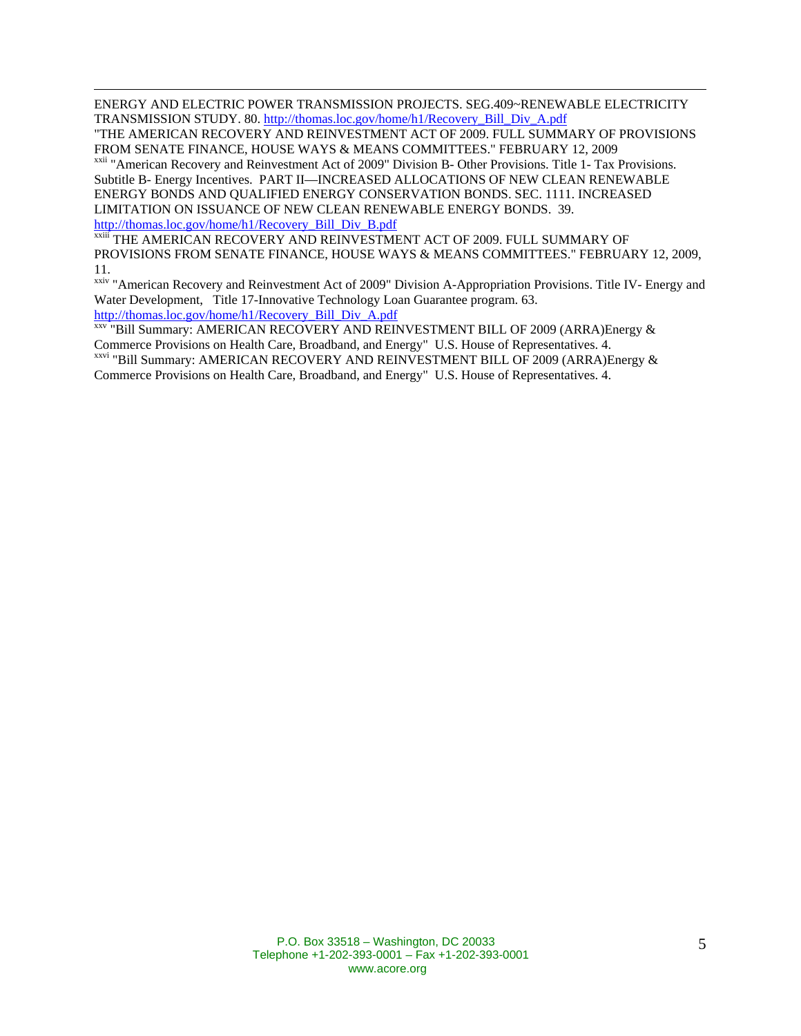ENERGY AND ELECTRIC POWER TRANSMISSION PROJECTS. SEG.409~RENEWABLE ELECTRICITY TRANSMISSION STUDY. 80. http://thomas.loc.gov/home/h1/Recovery_Bill_Div_A.pdf

"THE AMERICAN RECOVERY AND REINVESTMENT ACT OF 2009. FULL SUMMARY OF PROVISIONS FROM SENATE FINANCE, HOUSE WAYS & MEANS COMMITTEES." FEBRUARY 12, 2009

[xxii] "American Recovery and Reinvestment Act of 2009" Division B- Other Provisions. Title 1- Tax Provisions. Subtitle B- Energy Incentives. PART II—INCREASED ALLOCATIONS OF NEW CLEAN RENEWABLE ENERGY BONDS AND QUALIFIED ENERGY CONSERVATION BONDS. SEC. 1111. INCREASED LIMITATION ON ISSUANCE OF NEW CLEAN RENEWABLE ENERGY BONDS. 39. http://thomas.loc.gov/home/h1/Recovery_Bill_Div_B.pdf

[xxiii] THE AMERICAN RECOVERY AND REINVESTMENT ACT OF 2009. FULL SUMMARY OF PROVISIONS FROM SENATE FINANCE, HOUSE WAYS & MEANS COMMITTEES." FEBRUARY 12, 2009, 11.

[xxiv] "American Recovery and Reinvestment Act of 2009" Division A-Appropriation Provisions. Title IV- Energy and Water Development, Title 17-Innovative Technology Loan Guarantee program. 63. http://thomas.loc.gov/home/h1/Recovery_Bill_Div_A.pdf

[xxv] "Bill Summary: AMERICAN RECOVERY AND REINVESTMENT BILL OF 2009 (ARRA)Energy & Commerce Provisions on Health Care, Broadband, and Energy" U.S. House of Representatives. 4.

[xxvi] "Bill Summary: AMERICAN RECOVERY AND REINVESTMENT BILL OF 2009 (ARRA)Energy & Commerce Provisions on Health Care, Broadband, and Energy" U.S. House of Representatives. 4.